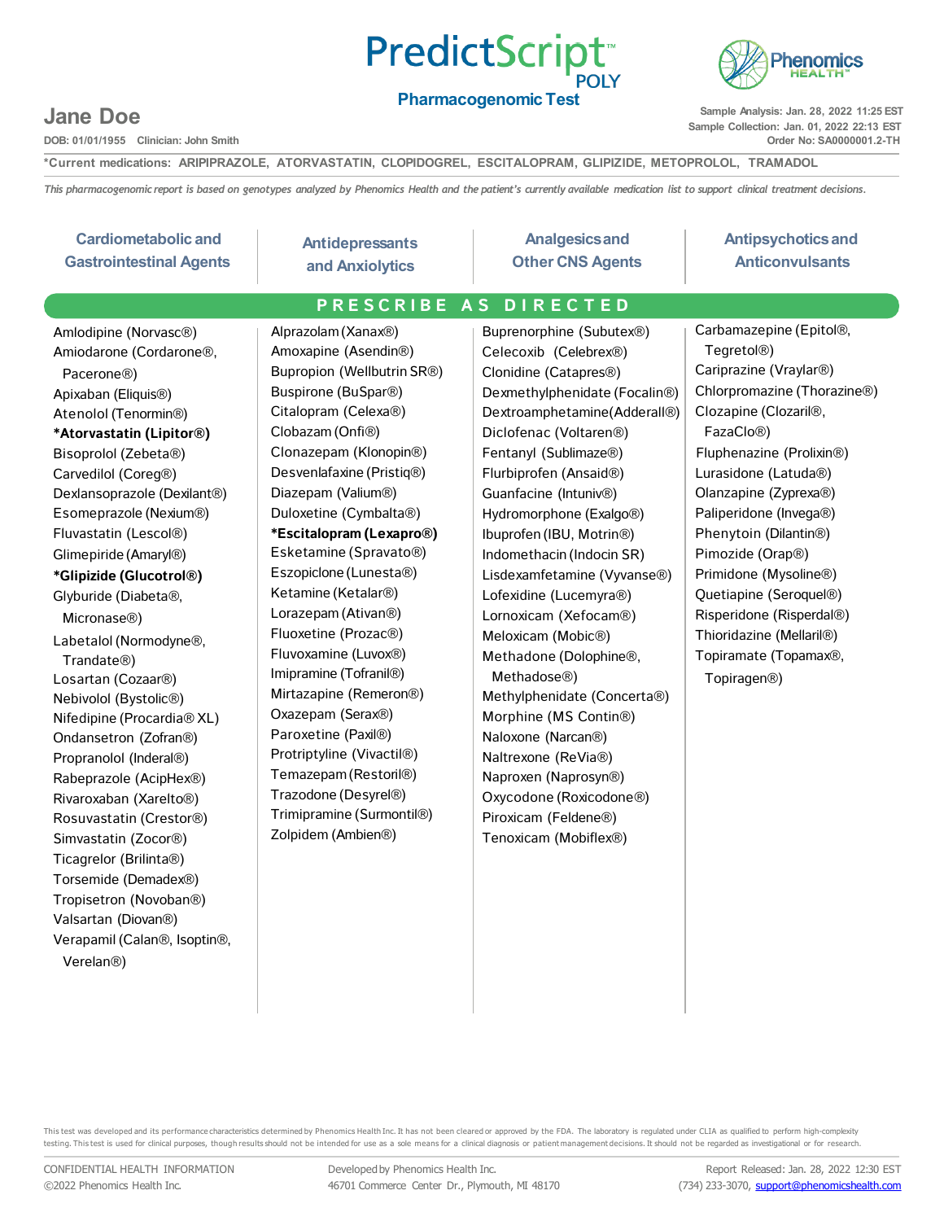# PredictScript™ POLY

## Pharmacogenomic Test

Phenomics HEALTH™

**Jane Doe**

DOB: 01/01/1955 Clinician: John Smith

Sample Analysis: Jan. 28, 2022 11:25 EST
Sample Collection: Jan. 01, 2022 22:13 EST
Order No: SA0000001.2-TH

*Current medications: ARIPIPRAZOLE, ATORVASTATIN, CLOPIDOGREL, ESCITALOPRAM, GLIPIZIDE, METOPROLOL, TRAMADOL

*This pharmacogenomic report is based on genotypes analyzed by Phenomics Health and the patient's currently available medication list to support clinical treatment decisions.*

## PRESCRIBE AS DIRECTED

### Cardiometabolic and Gastrointestinal Agents

- Amlodipine (Norvasc®)
- Amiodarone (Cordarone®, Pacerone®)
- Apixaban (Eliquis®)
- Atenolol (Tenormin®)
- **\*Atorvastatin (Lipitor®)**
- Bisoprolol (Zebeta®)
- Carvedilol (Coreg®)
- Dexlansoprazole (Dexilant®)
- Esomeprazole (Nexium®)
- Fluvastatin (Lescol®)
- Glimepiride (Amaryl®)
- **\*Glipizide (Glucotrol®)**
- Glyburide (Diabeta®, Micronase®)
- Labetalol (Normodyne®, Trandate®)
- Losartan (Cozaar®)
- Nebivolol (Bystolic®)
- Nifedipine (Procardia® XL)
- Ondansetron (Zofran®)
- Propranolol (Inderal®)
- Rabeprazole (AcipHex®)
- Rivaroxaban (Xarelto®)
- Rosuvastatin (Crestor®)
- Simvastatin (Zocor®)
- Ticagrelor (Brilinta®)
- Torsemide (Demadex®)
- Tropisetron (Novoban®)
- Valsartan (Diovan®)
- Verapamil (Calan®, Isoptin®, Verelan®)

### Antidepressants and Anxiolytics

- Alprazolam (Xanax®)
- Amoxapine (Asendin®)
- Bupropion (Wellbutrin SR®)
- Buspirone (BuSpar®)
- Citalopram (Celexa®)
- Clobazam (Onfi®)
- Clonazepam (Klonopin®)
- Desvenlafaxine (Pristiq®)
- Diazepam (Valium®)
- Duloxetine (Cymbalta®)
- **\*Escitalopram (Lexapro®)**
- Esketamine (Spravato®)
- Eszopiclone (Lunesta®)
- Ketamine (Ketalar®)
- Lorazepam (Ativan®)
- Fluoxetine (Prozac®)
- Fluvoxamine (Luvox®)
- Imipramine (Tofranil®)
- Mirtazapine (Remeron®)
- Oxazepam (Serax®)
- Paroxetine (Paxil®)
- Protriptyline (Vivactil®)
- Temazepam (Restoril®)
- Trazodone (Desyrel®)
- Trimipramine (Surmontil®)
- Zolpidem (Ambien®)

### Analgesics and Other CNS Agents

- Buprenorphine (Subutex®)
- Celecoxib (Celebrex®)
- Clonidine (Catapres®)
- Dexmethylphenidate (Focalin®)
- Dextroamphetamine (Adderall®)
- Diclofenac (Voltaren®)
- Fentanyl (Sublimaze®)
- Flurbiprofen (Ansaid®)
- Guanfacine (Intuniv®)
- Hydromorphone (Exalgo®)
- Ibuprofen (IBU, Motrin®)
- Indomethacin (Indocin SR)
- Lisdexamfetamine (Vyvanse®)
- Lofexidine (Lucemyra®)
- Lornoxicam (Xefocam®)
- Meloxicam (Mobic®)
- Methadone (Dolophine®, Methadose®)
- Methylphenidate (Concerta®)
- Morphine (MS Contin®)
- Naloxone (Narcan®)
- Naltrexone (ReVia®)
- Naproxen (Naprosyn®)
- Oxycodone (Roxicodone®)
- Piroxicam (Feldene®)
- Tenoxicam (Mobiflex®)

### Antipsychotics and Anticonvulsants

- Carbamazepine (Epitol®, Tegretol®)
- Cariprazine (Vraylar®)
- Chlorpromazine (Thorazine®)
- Clozapine (Clozaril®, FazaClo®)
- Fluphenazine (Prolixin®)
- Lurasidone (Latuda®)
- Olanzapine (Zyprexa®)
- Paliperidone (Invega®)
- Phenytoin (Dilantin®)
- Pimozide (Orap®)
- Primidone (Mysoline®)
- Quetiapine (Seroquel®)
- Risperidone (Risperdal®)
- Thioridazine (Mellaril®)
- Topiramate (Topamax®, Topiragen®)

This test was developed and its performance characteristics determined by Phenomics Health Inc. It has not been cleared or approved by the FDA. The laboratory is regulated under CLIA as qualified to perform high-complexity testing. This test is used for clinical purposes, though results should not be intended for use as a sole means for a clinical diagnosis or patient management decisions. It should not be regarded as investigational or for research.

CONFIDENTIAL HEALTH INFORMATION
©2022 Phenomics Health Inc.

Developed by Phenomics Health Inc.
46701 Commerce Center Dr., Plymouth, MI 48170

Report Released: Jan. 28, 2022 12:30 EST
(734) 233-3070, support@phenomicshealth.com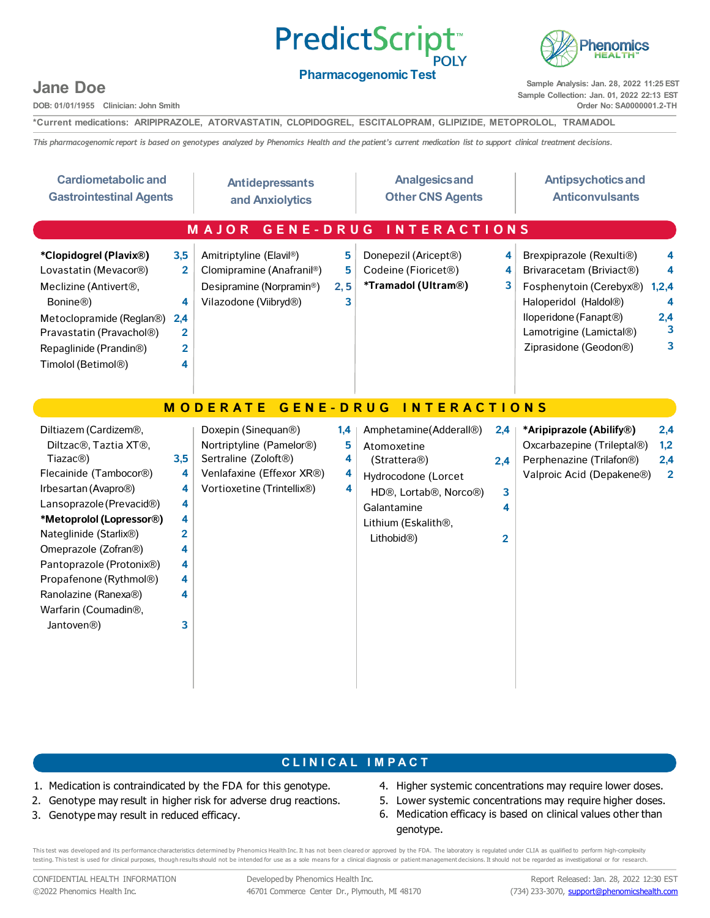# PredictScript™ POLY

## Pharmacogenomic Test

Phenomics HEALTH™

**Jane Doe**

DOB: 01/01/1955 Clinician: John Smith

Sample Analysis: Jan. 28, 2022 11:25 EST
Sample Collection: Jan. 01, 2022 22:13 EST
Order No: SA0000001.2-TH

*Current medications: ARIPIPRAZOLE, ATORVASTATIN, CLOPIDOGREL, ESCITALOPRAM, GLIPIZIDE, METOPROLOL, TRAMADOL

*This pharmacogenomic report is based on genotypes analyzed by Phenomics Health and the patient's current medication list to support clinical treatment decisions.*

## MAJOR GENE-DRUG INTERACTIONS

### Cardiometabolic and Gastrointestinal Agents

| Drug | Impact |
|---|---|
| **\*Clopidogrel (Plavix®)** | 3,5 |
| Lovastatin (Mevacor®) | 2 |
| Meclizine (Antivert®, Bonine®) | 4 |
| Metoclopramide (Reglan®) | 2,4 |
| Pravastatin (Pravachol®) | 2 |
| Repaglinide (Prandin®) | 2 |
| Timolol (Betimol®) | 4 |

### Antidepressants and Anxiolytics

| Drug | Impact |
|---|---|
| Amitriptyline (Elavil®) | 5 |
| Clomipramine (Anafranil®) | 5 |
| Desipramine (Norpramin®) | 2, 5 |
| Vilazodone (Viibryd®) | 3 |

### Analgesics and Other CNS Agents

| Drug | Impact |
|---|---|
| Donepezil (Aricept®) | 4 |
| Codeine (Fioricet®) | 4 |
| **\*Tramadol (Ultram®)** | 3 |

### Antipsychotics and Anticonvulsants

| Drug | Impact |
|---|---|
| Brexpiprazole (Rexulti®) | 4 |
| Brivaracetam (Briviact®) | 4 |
| Fosphenytoin (Cerebyx®) | 1,2,4 |
| Haloperidol (Haldol®) | 4 |
| Iloperidone (Fanapt®) | 2,4 |
| Lamotrigine (Lamictal®) | 3 |
| Ziprasidone (Geodon®) | 3 |

## MODERATE GENE-DRUG INTERACTIONS

### Cardiometabolic and Gastrointestinal Agents

| Drug | Impact |
|---|---|
| Diltiazem (Cardizem®, Diltzac®, Taztia XT®, Tiazac®) | 3,5 |
| Flecainide (Tambocor®) | 4 |
| Irbesartan (Avapro®) | 4 |
| Lansoprazole (Prevacid®) | 4 |
| **\*Metoprolol (Lopressor®)** | 4 |
| Nateglinide (Starlix®) | 2 |
| Omeprazole (Zofran®) | 4 |
| Pantoprazole (Protonix®) | 4 |
| Propafenone (Rythmol®) | 4 |
| Ranolazine (Ranexa®) | 4 |
| Warfarin (Coumadin®, Jantoven®) | 3 |

### Antidepressants and Anxiolytics

| Drug | Impact |
|---|---|
| Doxepin (Sinequan®) | 1,4 |
| Nortriptyline (Pamelor®) | 5 |
| Sertraline (Zoloft®) | 4 |
| Venlafaxine (Effexor XR®) | 4 |
| Vortioxetine (Trintellix®) | 4 |

### Analgesics and Other CNS Agents

| Drug | Impact |
|---|---|
| Amphetamine (Adderall®) | 2,4 |
| Atomoxetine (Strattera®) | 2,4 |
| Hydrocodone (Lorcet HD®, Lortab®, Norco®) | 3 |
| Galantamine | 4 |
| Lithium (Eskalith®, Lithobid®) | 2 |

### Antipsychotics and Anticonvulsants

| Drug | Impact |
|---|---|
| **\*Aripiprazole (Abilify®)** | 2,4 |
| Oxcarbazepine (Trileptal®) | 1,2 |
| Perphenazine (Trilafon®) | 2,4 |
| Valproic Acid (Depakene®) | 2 |

## CLINICAL IMPACT

1. Medication is contraindicated by the FDA for this genotype.
2. Genotype may result in higher risk for adverse drug reactions.
3. Genotype may result in reduced efficacy.
4. Higher systemic concentrations may require lower doses.
5. Lower systemic concentrations may require higher doses.
6. Medication efficacy is based on clinical values other than genotype.

This test was developed and its performance characteristics determined by Phenomics Health Inc. It has not been cleared or approved by the FDA. The laboratory is regulated under CLIA as qualified to perform high-complexity testing. This test is used for clinical purposes, though results should not be intended for use as a sole means for a clinical diagnosis or patient management decisions. It should not be regarded as investigational or for research.

CONFIDENTIAL HEALTH INFORMATION
©2022 Phenomics Health Inc.

Developed by Phenomics Health Inc.
46701 Commerce Center Dr., Plymouth, MI 48170

Report Released: Jan. 28, 2022 12:30 EST
(734) 233-3070, support@phenomicshealth.com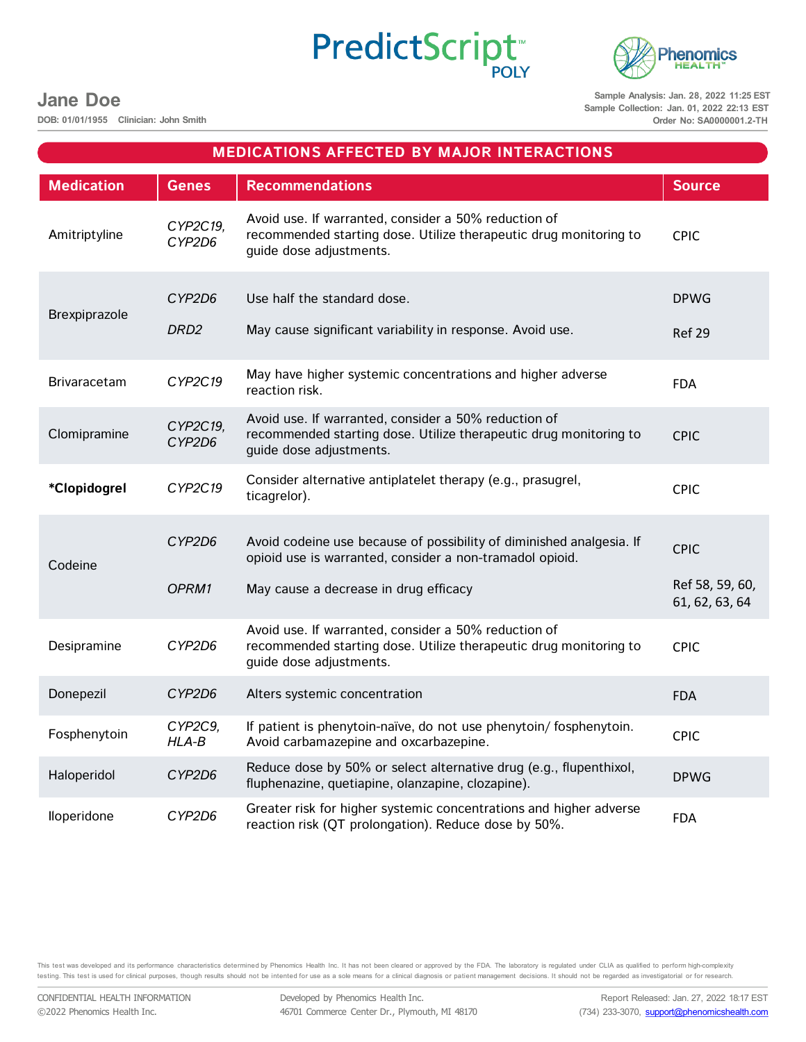**Jane Doe**

DOB: 01/01/1955 Clinician: John Smith

Sample Analysis: Jan. 28, 2022 11:25 EST
Sample Collection: Jan. 01, 2022 22:13 EST
Order No: SA0000001.2-TH

## MEDICATIONS AFFECTED BY MAJOR INTERACTIONS

| Medication | Genes | Recommendations | Source |
|---|---|---|---|
| Amitriptyline | *CYP2C19, CYP2D6* | Avoid use. If warranted, consider a 50% reduction of recommended starting dose. Utilize therapeutic drug monitoring to guide dose adjustments. | CPIC |
| Brexpiprazole | *CYP2D6* | Use half the standard dose. | DPWG |
| | *DRD2* | May cause significant variability in response. Avoid use. | Ref 29 |
| Brivaracetam | *CYP2C19* | May have higher systemic concentrations and higher adverse reaction risk. | FDA |
| Clomipramine | *CYP2C19, CYP2D6* | Avoid use. If warranted, consider a 50% reduction of recommended starting dose. Utilize therapeutic drug monitoring to guide dose adjustments. | CPIC |
| **\*Clopidogrel** | *CYP2C19* | Consider alternative antiplatelet therapy (e.g., prasugrel, ticagrelor). | CPIC |
| Codeine | *CYP2D6* | Avoid codeine use because of possibility of diminished analgesia. If opioid use is warranted, consider a non-tramadol opioid. | CPIC |
| | *OPRM1* | May cause a decrease in drug efficacy | Ref 58, 59, 60, 61, 62, 63, 64 |
| Desipramine | *CYP2D6* | Avoid use. If warranted, consider a 50% reduction of recommended starting dose. Utilize therapeutic drug monitoring to guide dose adjustments. | CPIC |
| Donepezil | *CYP2D6* | Alters systemic concentration | FDA |
| Fosphenytoin | *CYP2C9, HLA-B* | If patient is phenytoin-naïve, do not use phenytoin/ fosphenytoin. Avoid carbamazepine and oxcarbazepine. | CPIC |
| Haloperidol | *CYP2D6* | Reduce dose by 50% or select alternative drug (e.g., flupenthixol, fluphenazine, quetiapine, olanzapine, clozapine). | DPWG |
| Iloperidone | *CYP2D6* | Greater risk for higher systemic concentrations and higher adverse reaction risk (QT prolongation). Reduce dose by 50%. | FDA |

This test was developed and its performance characteristics determined by Phenomics Health Inc. It has not been cleared or approved by the FDA. The laboratory is regulated under CLIA as qualified to perform high-complexity testing. This test is used for clinical purposes, though results should not be intented for use as a sole means for a clinical diagnosis or patient management decisions. It should not be regarded as investigatorial or for research.

CONFIDENTIAL HEALTH INFORMATION
©2022 Phenomics Health Inc.

Developed by Phenomics Health Inc.
46701 Commerce Center Dr., Plymouth, MI 48170

Report Released: Jan. 27, 2022 18:17 EST
(734) 233-3070, support@phenomicshealth.com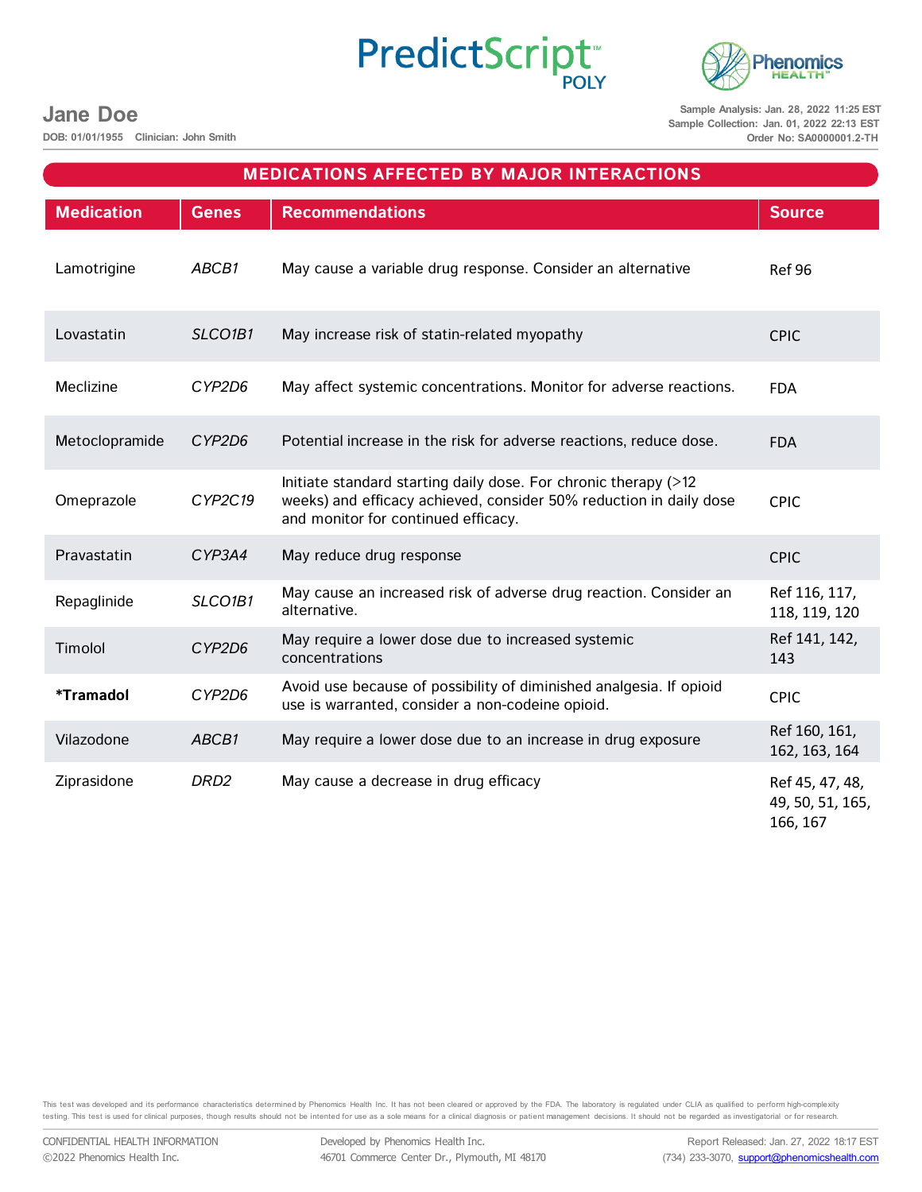Jane Doe

DOB: 01/01/1955 Clinician: John Smith

Sample Analysis: Jan. 28, 2022 11:25 EST
Sample Collection: Jan. 01, 2022 22:13 EST
Order No: SA0000001.2-TH

## MEDICATIONS AFFECTED BY MAJOR INTERACTIONS

| Medication | Genes | Recommendations | Source |
|---|---|---|---|
| Lamotrigine | *ABCB1* | May cause a variable drug response. Consider an alternative | Ref 96 |
| Lovastatin | *SLCO1B1* | May increase risk of statin-related myopathy | CPIC |
| Meclizine | *CYP2D6* | May affect systemic concentrations. Monitor for adverse reactions. | FDA |
| Metoclopramide | *CYP2D6* | Potential increase in the risk for adverse reactions, reduce dose. | FDA |
| Omeprazole | *CYP2C19* | Initiate standard starting daily dose. For chronic therapy (>12 weeks) and efficacy achieved, consider 50% reduction in daily dose and monitor for continued efficacy. | CPIC |
| Pravastatin | *CYP3A4* | May reduce drug response | CPIC |
| Repaglinide | *SLCO1B1* | May cause an increased risk of adverse drug reaction. Consider an alternative. | Ref 116, 117, 118, 119, 120 |
| Timolol | *CYP2D6* | May require a lower dose due to increased systemic concentrations | Ref 141, 142, 143 |
| ***Tramadol** | *CYP2D6* | Avoid use because of possibility of diminished analgesia. If opioid use is warranted, consider a non-codeine opioid. | CPIC |
| Vilazodone | *ABCB1* | May require a lower dose due to an increase in drug exposure | Ref 160, 161, 162, 163, 164 |
| Ziprasidone | *DRD2* | May cause a decrease in drug efficacy | Ref 45, 47, 48, 49, 50, 51, 165, 166, 167 |

This test was developed and its performance characteristics determined by Phenomics Health Inc. It has not been cleared or approved by the FDA. The laboratory is regulated under CLIA as qualified to perform high-complexity testing. This test is used for clinical purposes, though results should not be intented for use as a sole means for a clinical diagnosis or patient management decisions. It should not be regarded as investigatorial or for research.

CONFIDENTIAL HEALTH INFORMATION
©2022 Phenomics Health Inc.

Developed by Phenomics Health Inc.
46701 Commerce Center Dr., Plymouth, MI 48170

Report Released: Jan. 27, 2022 18:17 EST
(734) 233-3070, support@phenomicshealth.com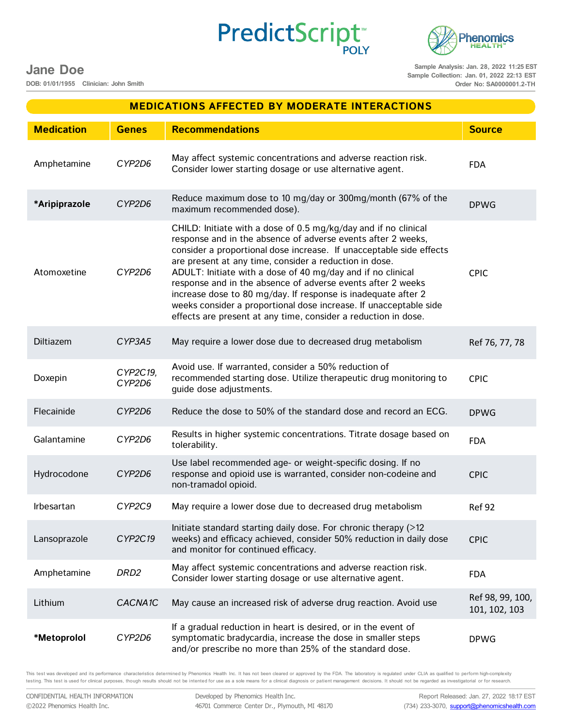Jane Doe

DOB: 01/01/1955 Clinician: John Smith

Sample Analysis: Jan. 28, 2022 11:25 EST
Sample Collection: Jan. 01, 2022 22:13 EST
Order No: SA0000001.2-TH

## MEDICATIONS AFFECTED BY MODERATE INTERACTIONS

| Medication | Genes | Recommendations | Source |
|---|---|---|---|
| Amphetamine | *CYP2D6* | May affect systemic concentrations and adverse reaction risk. Consider lower starting dosage or use alternative agent. | FDA |
| **\*Aripiprazole** | *CYP2D6* | Reduce maximum dose to 10 mg/day or 300mg/month (67% of the maximum recommended dose). | DPWG |
| Atomoxetine | *CYP2D6* | CHILD: Initiate with a dose of 0.5 mg/kg/day and if no clinical response and in the absence of adverse events after 2 weeks, consider a proportional dose increase. If unacceptable side effects are present at any time, consider a reduction in dose. ADULT: Initiate with a dose of 40 mg/day and if no clinical response and in the absence of adverse events after 2 weeks increase dose to 80 mg/day. If response is inadequate after 2 weeks consider a proportional dose increase. If unacceptable side effects are present at any time, consider a reduction in dose. | CPIC |
| Diltiazem | *CYP3A5* | May require a lower dose due to decreased drug metabolism | Ref 76, 77, 78 |
| Doxepin | *CYP2C19, CYP2D6* | Avoid use. If warranted, consider a 50% reduction of recommended starting dose. Utilize therapeutic drug monitoring to guide dose adjustments. | CPIC |
| Flecainide | *CYP2D6* | Reduce the dose to 50% of the standard dose and record an ECG. | DPWG |
| Galantamine | *CYP2D6* | Results in higher systemic concentrations. Titrate dosage based on tolerability. | FDA |
| Hydrocodone | *CYP2D6* | Use label recommended age- or weight-specific dosing. If no response and opioid use is warranted, consider non-codeine and non-tramadol opioid. | CPIC |
| Irbesartan | *CYP2C9* | May require a lower dose due to decreased drug metabolism | Ref 92 |
| Lansoprazole | *CYP2C19* | Initiate standard starting daily dose. For chronic therapy (>12 weeks) and efficacy achieved, consider 50% reduction in daily dose and monitor for continued efficacy. | CPIC |
| Amphetamine | *DRD2* | May affect systemic concentrations and adverse reaction risk. Consider lower starting dosage or use alternative agent. | FDA |
| Lithium | *CACNA1C* | May cause an increased risk of adverse drug reaction. Avoid use | Ref 98, 99, 100, 101, 102, 103 |
| **\*Metoprolol** | *CYP2D6* | If a gradual reduction in heart is desired, or in the event of symptomatic bradycardia, increase the dose in smaller steps and/or prescribe no more than 25% of the standard dose. | DPWG |

This test was developed and its performance characteristics determined by Phenomics Health Inc. It has not been cleared or approved by the FDA. The laboratory is regulated under CLIA as qualified to perform high-complexity testing. This test is used for clinical purposes, though results should not be intented for use as a sole means for a clinical diagnosis or patient management decisions. It should not be regarded as investigatorial or for research.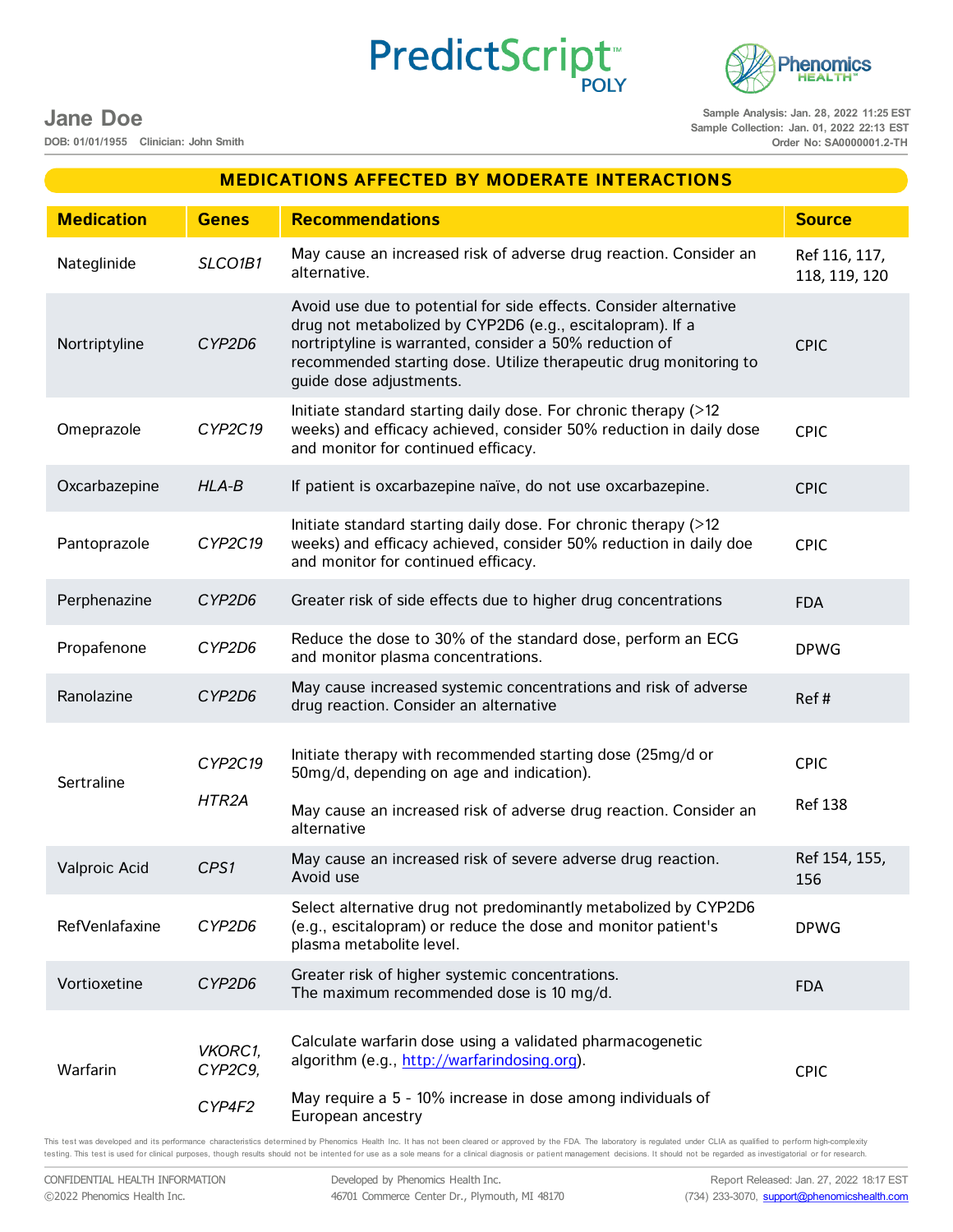**Jane Doe**
DOB: 01/01/1955 Clinician: John Smith

Sample Analysis: Jan. 28, 2022 11:25 EST
Sample Collection: Jan. 01, 2022 22:13 EST
Order No: SA0000001.2-TH

## MEDICATIONS AFFECTED BY MODERATE INTERACTIONS

| Medication | Genes | Recommendations | Source |
| --- | --- | --- | --- |
| Nateglinide | *SLCO1B1* | May cause an increased risk of adverse drug reaction. Consider an alternative. | Ref 116, 117, 118, 119, 120 |
| Nortriptyline | *CYP2D6* | Avoid use due to potential for side effects. Consider alternative drug not metabolized by CYP2D6 (e.g., escitalopram). If a nortriptyline is warranted, consider a 50% reduction of recommended starting dose. Utilize therapeutic drug monitoring to guide dose adjustments. | CPIC |
| Omeprazole | *CYP2C19* | Initiate standard starting daily dose. For chronic therapy (>12 weeks) and efficacy achieved, consider 50% reduction in daily dose and monitor for continued efficacy. | CPIC |
| Oxcarbazepine | *HLA-B* | If patient is oxcarbazepine naïve, do not use oxcarbazepine. | CPIC |
| Pantoprazole | *CYP2C19* | Initiate standard starting daily dose. For chronic therapy (>12 weeks) and efficacy achieved, consider 50% reduction in daily doe and monitor for continued efficacy. | CPIC |
| Perphenazine | *CYP2D6* | Greater risk of side effects due to higher drug concentrations | FDA |
| Propafenone | *CYP2D6* | Reduce the dose to 30% of the standard dose, perform an ECG and monitor plasma concentrations. | DPWG |
| Ranolazine | *CYP2D6* | May cause increased systemic concentrations and risk of adverse drug reaction. Consider an alternative | Ref # |
| Sertraline | *CYP2C19* | Initiate therapy with recommended starting dose (25mg/d or 50mg/d, depending on age and indication). | CPIC |
| | *HTR2A* | May cause an increased risk of adverse drug reaction. Consider an alternative | Ref 138 |
| Valproic Acid | *CPS1* | May cause an increased risk of severe adverse drug reaction. Avoid use | Ref 154, 155, 156 |
| RefVenlafaxine | *CYP2D6* | Select alternative drug not predominantly metabolized by CYP2D6 (e.g., escitalopram) or reduce the dose and monitor patient's plasma metabolite level. | DPWG |
| Vortioxetine | *CYP2D6* | Greater risk of higher systemic concentrations. The maximum recommended dose is 10 mg/d. | FDA |
| Warfarin | *VKORC1, CYP2C9,* | Calculate warfarin dose using a validated pharmacogenetic algorithm (e.g., http://warfarindosing.org). | CPIC |
| | *CYP4F2* | May require a 5 - 10% increase in dose among individuals of European ancestry | |

This test was developed and its performance characteristics determined by Phenomics Health Inc. It has not been cleared or approved by the FDA. The laboratory is regulated under CLIA as qualified to perform high-complexity testing. This test is used for clinical purposes, though results should not be intented for use as a sole means for a clinical diagnosis or patient management decisions. It should not be regarded as investigatorial or for research.

CONFIDENTIAL HEALTH INFORMATION
©2022 Phenomics Health Inc.

Developed by Phenomics Health Inc.
46701 Commerce Center Dr., Plymouth, MI 48170

Report Released: Jan. 27, 2022 18:17 EST
(734) 233-3070, support@phenomicshealth.com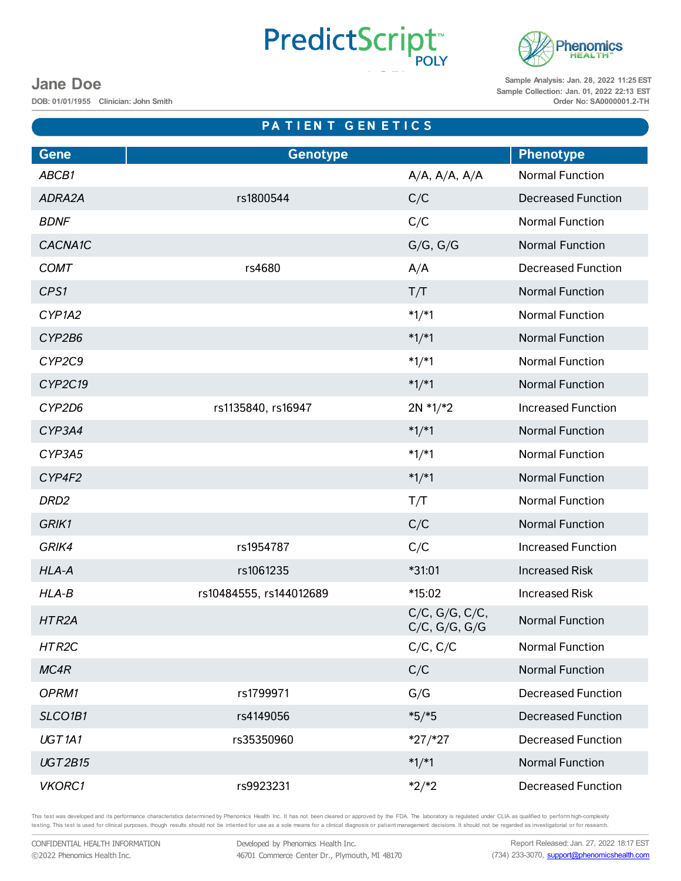PredictScript™ POLY

Phenomics HEALTH™

**Jane Doe**

DOB: 01/01/1955 Clinician: John Smith

Sample Analysis: Jan. 28, 2022 11:25 EST
Sample Collection: Jan. 01, 2022 22:13 EST
Order No: SA0000001.2-TH

## PATIENT GENETICS

| Gene | Genotype | | Phenotype |
|---|---|---|---|
| *ABCB1* | | A/A, A/A, A/A | Normal Function |
| *ADRA2A* | rs1800544 | C/C | Decreased Function |
| *BDNF* | | C/C | Normal Function |
| *CACNA1C* | | G/G, G/G | Normal Function |
| *COMT* | rs4680 | A/A | Decreased Function |
| *CPS1* | | T/T | Normal Function |
| *CYP1A2* | | *1/*1 | Normal Function |
| *CYP2B6* | | *1/*1 | Normal Function |
| *CYP2C9* | | *1/*1 | Normal Function |
| *CYP2C19* | | *1/*1 | Normal Function |
| *CYP2D6* | rs1135840, rs16947 | 2N *1/*2 | Increased Function |
| *CYP3A4* | | *1/*1 | Normal Function |
| *CYP3A5* | | *1/*1 | Normal Function |
| *CYP4F2* | | *1/*1 | Normal Function |
| *DRD2* | | T/T | Normal Function |
| *GRIK1* | | C/C | Normal Function |
| *GRIK4* | rs1954787 | C/C | Increased Function |
| *HLA-A* | rs1061235 | *31:01 | Increased Risk |
| *HLA-B* | rs10484555, rs144012689 | *15:02 | Increased Risk |
| *HTR2A* | | C/C, G/G, C/C, C/C, G/G, G/G | Normal Function |
| *HTR2C* | | C/C, C/C | Normal Function |
| *MC4R* | | C/C | Normal Function |
| *OPRM1* | rs1799971 | G/G | Decreased Function |
| *SLCO1B1* | rs4149056 | *5/*5 | Decreased Function |
| *UGT1A1* | rs35350960 | *27/*27 | Decreased Function |
| *UGT2B15* | | *1/*1 | Normal Function |
| *VKORC1* | rs9923231 | *2/*2 | Decreased Function |

This test was developed and its performance characteristics determined by Phenomics Health Inc. It has not been cleared or approved by the FDA. The laboratory is regulated under CLIA as qualified to perform high-complexity testing. This test is used for clinical purposes, though results should not be intented for use as a sole means for a clinical diagnosis or patient management decisions. It should not be regarded as investigatorial or for research.

CONFIDENTIAL HEALTH INFORMATION
©2022 Phenomics Health Inc.

Developed by Phenomics Health Inc.
46701 Commerce Center Dr., Plymouth, MI 48170

Report Released: Jan. 27, 2022 18:17 EST
(734) 233-3070, support@phenomicshealth.com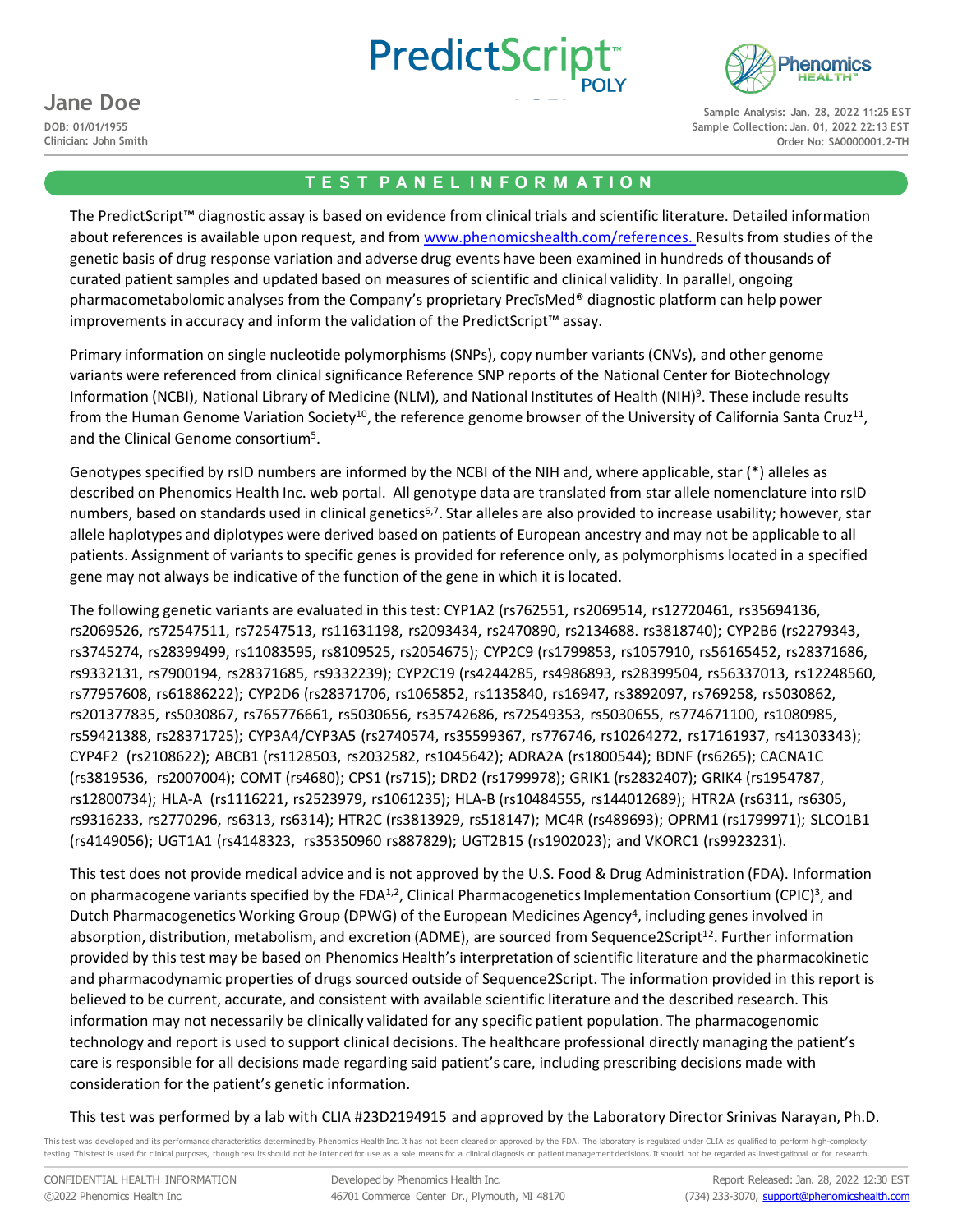## TEST PANEL INFORMATION

The PredictScript™ diagnostic assay is based on evidence from clinical trials and scientific literature. Detailed information about references is available upon request, and from www.phenomicshealth.com/references. Results from studies of the genetic basis of drug response variation and adverse drug events have been examined in hundreds of thousands of curated patient samples and updated based on measures of scientific and clinical validity. In parallel, ongoing pharmacometabolomic analyses from the Company's proprietary PrecīsMed® diagnostic platform can help power improvements in accuracy and inform the validation of the PredictScript™ assay.

Primary information on single nucleotide polymorphisms (SNPs), copy number variants (CNVs), and other genome variants were referenced from clinical significance Reference SNP reports of the National Center for Biotechnology Information (NCBI), National Library of Medicine (NLM), and National Institutes of Health (NIH)[9]. These include results from the Human Genome Variation Society[10], the reference genome browser of the University of California Santa Cruz[11], and the Clinical Genome consortium[5].

Genotypes specified by rsID numbers are informed by the NCBI of the NIH and, where applicable, star (*) alleles as described on Phenomics Health Inc. web portal. All genotype data are translated from star allele nomenclature into rsID numbers, based on standards used in clinical genetics[6,7]. Star alleles are also provided to increase usability; however, star allele haplotypes and diplotypes were derived based on patients of European ancestry and may not be applicable to all patients. Assignment of variants to specific genes is provided for reference only, as polymorphisms located in a specified gene may not always be indicative of the function of the gene in which it is located.

The following genetic variants are evaluated in this test: CYP1A2 (rs762551, rs2069514, rs12720461, rs35694136, rs2069526, rs72547511, rs72547513, rs11631198, rs2093434, rs2470890, rs2134688. rs3818740); CYP2B6 (rs2279343, rs3745274, rs28399499, rs11083595, rs8109525, rs2054675); CYP2C9 (rs1799853, rs1057910, rs56165452, rs28371686, rs9332131, rs7900194, rs28371685, rs9332239); CYP2C19 (rs4244285, rs4986893, rs28399504, rs56337013, rs12248560, rs77957608, rs61886222); CYP2D6 (rs28371706, rs1065852, rs1135840, rs16947, rs3892097, rs769258, rs5030862, rs201377835, rs5030867, rs765776661, rs5030656, rs35742686, rs72549353, rs5030655, rs774671100, rs1080985, rs59421388, rs28371725); CYP3A4/CYP3A5 (rs2740574, rs35599367, rs776746, rs10264272, rs17161937, rs41303343); CYP4F2 (rs2108622); ABCB1 (rs1128503, rs2032582, rs1045642); ADRA2A (rs1800544); BDNF (rs6265); CACNA1C (rs3819536, rs2007004); COMT (rs4680); CPS1 (rs715); DRD2 (rs1799978); GRIK1 (rs2832407); GRIK4 (rs1954787, rs12800734); HLA-A (rs1116221, rs2523979, rs1061235); HLA-B (rs10484555, rs144012689); HTR2A (rs6311, rs6305, rs9316233, rs2770296, rs6313, rs6314); HTR2C (rs3813929, rs518147); MC4R (rs489693); OPRM1 (rs1799971); SLCO1B1 (rs4149056); UGT1A1 (rs4148323, rs35350960 rs887829); UGT2B15 (rs1902023); and VKORC1 (rs9923231).

This test does not provide medical advice and is not approved by the U.S. Food & Drug Administration (FDA). Information on pharmacogene variants specified by the FDA[1,2], Clinical Pharmacogenetics Implementation Consortium (CPIC)[3], and Dutch Pharmacogenetics Working Group (DPWG) of the European Medicines Agency[4], including genes involved in absorption, distribution, metabolism, and excretion (ADME), are sourced from Sequence2Script[12]. Further information provided by this test may be based on Phenomics Health's interpretation of scientific literature and the pharmacokinetic and pharmacodynamic properties of drugs sourced outside of Sequence2Script. The information provided in this report is believed to be current, accurate, and consistent with available scientific literature and the described research. This information may not necessarily be clinically validated for any specific patient population. The pharmacogenomic technology and report is used to support clinical decisions. The healthcare professional directly managing the patient's care is responsible for all decisions made regarding said patient's care, including prescribing decisions made with consideration for the patient's genetic information.

This test was performed by a lab with CLIA #23D2194915 and approved by the Laboratory Director Srinivas Narayan, Ph.D.

This test was developed and its performance characteristics determined by Phenomics Health Inc. It has not been cleared or approved by the FDA. The laboratory is regulated under CLIA as qualified to perform high-complexity testing. This test is used for clinical purposes, though results should not be intended for use as a sole means for a clinical diagnosis or patient management decisions. It should not be regarded as investigational or for research.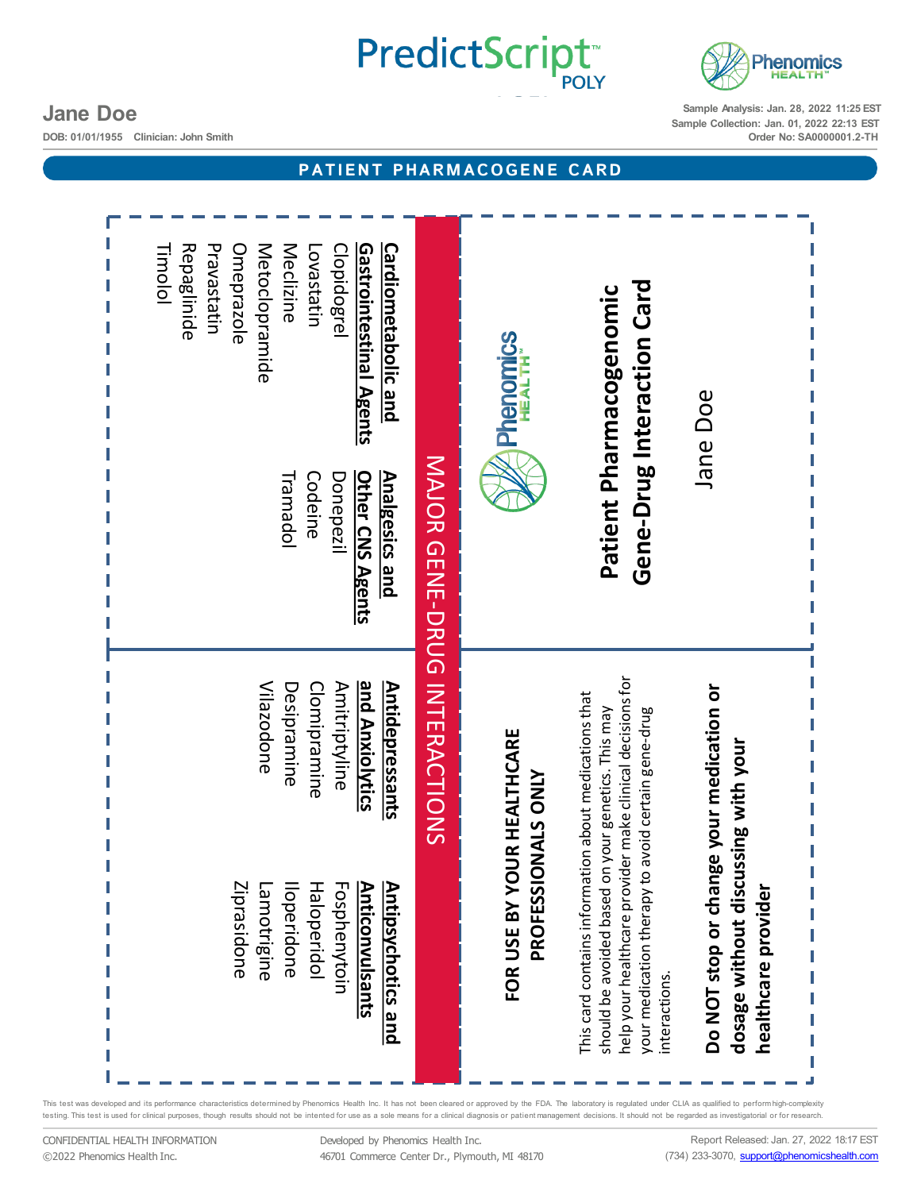Jane Doe

DOB: 01/01/1955 Clinician: John Smith

Sample Analysis: Jan. 28, 2022 11:25 EST
Sample Collection: Jan. 01, 2022 22:13 EST
Order No: SA0000001.2-TH

## PATIENT PHARMACOGENE CARD

**Patient Pharmacogenomic Gene-Drug Interaction Card**

Jane Doe

**FOR USE BY YOUR HEALTHCARE PROFESSIONALS ONLY**

This card contains information about medications that should be avoided based on your genetics. This may help your healthcare provider make clinical decisions for your medication therapy to avoid certain gene-drug interactions.

**Do NOT stop or change your medication or dosage without discussing with your healthcare provider**

### MAJOR GENE-DRUG INTERACTIONS

**Cardiometabolic and Gastrointestinal Agents**
- Clopidogrel
- Lovastatin
- Meclizine
- Metoclopramide
- Omeprazole
- Pravastatin
- Repaglinide
- Timolol

**Analgesics and Other CNS Agents**
- Donepezil
- Codeine
- Tramadol

**Antidepressants and Anxiolytics**
- Amitriptyline
- Clomipramine
- Desipramine
- Vilazodone

**Antipsychotics and Anticonvulsants**
- Fosphenytoin
- Haloperidol
- Iloperidone
- Lamotrigine
- Ziprasidone

This test was developed and its performance characteristics determined by Phenomics Health Inc. It has not been cleared or approved by the FDA. The laboratory is regulated under CLIA as qualified to perform high-complexity testing. This test is used for clinical purposes, though results should not be intented for use as a sole means for a clinical diagnosis or patient management decisions. It should not be regarded as investigatorial or for research.

CONFIDENTIAL HEALTH INFORMATION
©2022 Phenomics Health Inc.

Developed by Phenomics Health Inc.
46701 Commerce Center Dr., Plymouth, MI 48170

Report Released: Jan. 27, 2022 18:17 EST
(734) 233-3070, support@phenomicshealth.com